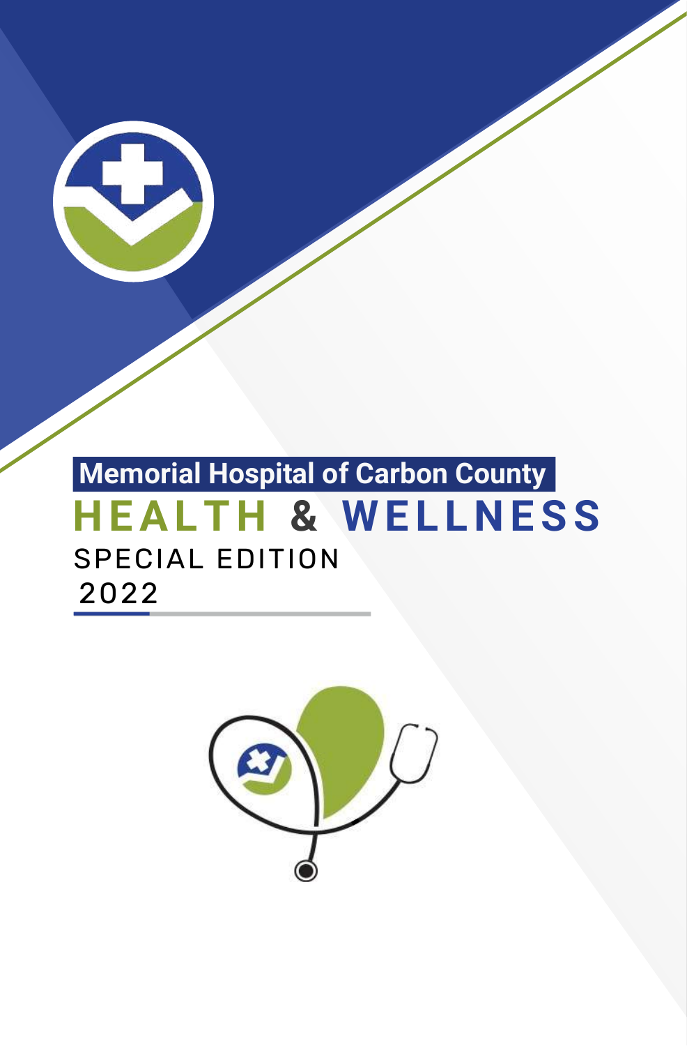**Memorial Hospital of Carbon County**

# HEALTH & WELLNESS

SPECIAL EDITION

2022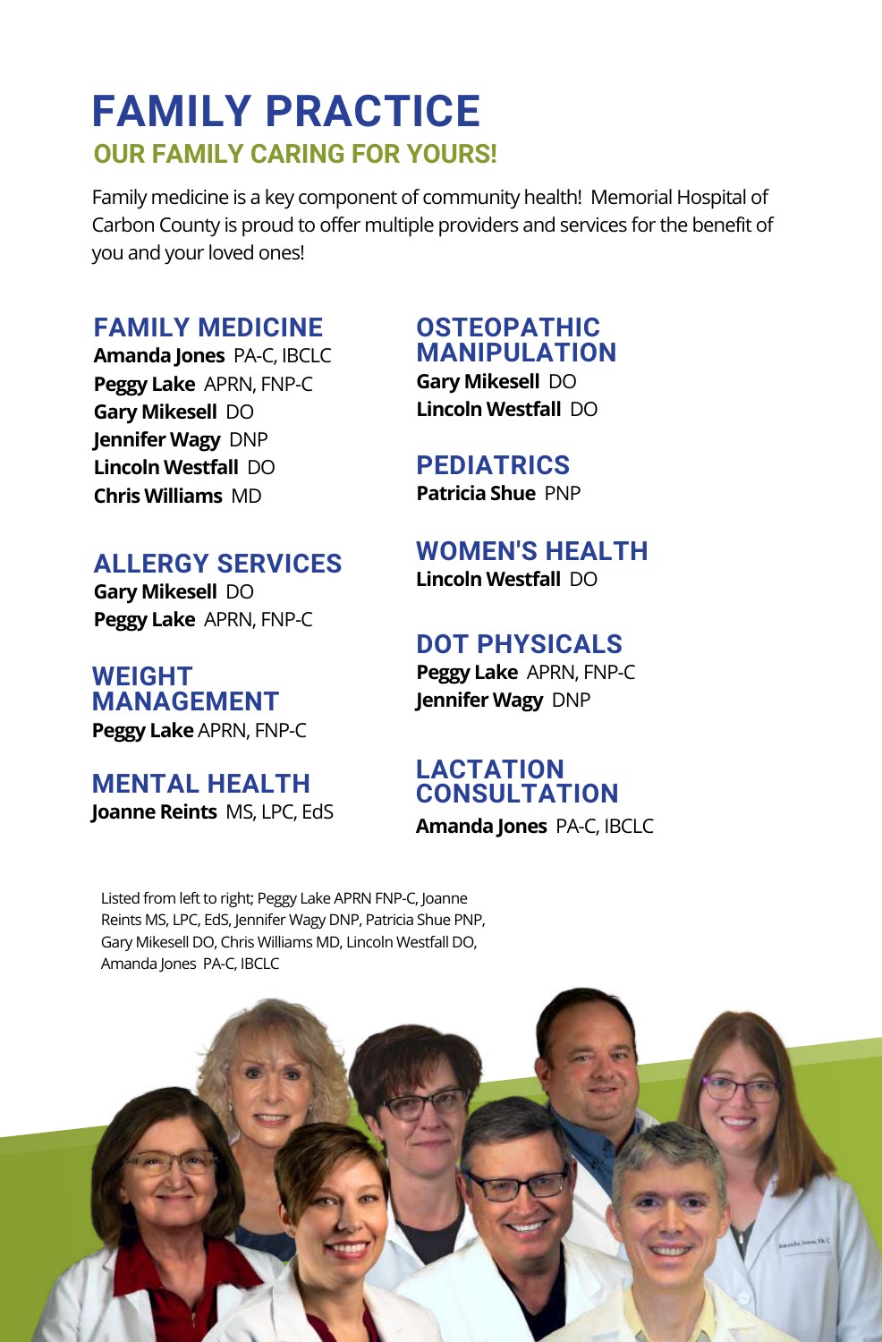# FAMILY PRACTICE

## OUR FAMILY CARING FOR YOURS!

Family medicine is a key component of community health! Memorial Hospital of Carbon County is proud to offer multiple providers and services for the benefit of you and your loved ones!

### FAMILY MEDICINE

**Amanda Jones** PA-C, IBCLC
**Peggy Lake** APRN, FNP-C
**Gary Mikesell** DO
**Jennifer Wagy** DNP
**Lincoln Westfall** DO
**Chris Williams** MD

### ALLERGY SERVICES

**Gary Mikesell** DO
**Peggy Lake** APRN, FNP-C

### WEIGHT MANAGEMENT

**Peggy Lake** APRN, FNP-C

### MENTAL HEALTH

**Joanne Reints** MS, LPC, EdS

### OSTEOPATHIC MANIPULATION

**Gary Mikesell** DO
**Lincoln Westfall** DO

### PEDIATRICS

**Patricia Shue** PNP

### WOMEN'S HEALTH

**Lincoln Westfall** DO

### DOT PHYSICALS

**Peggy Lake** APRN, FNP-C
**Jennifer Wagy** DNP

### LACTATION CONSULTATION

**Amanda Jones** PA-C, IBCLC

Listed from left to right; Peggy Lake APRN FNP-C, Joanne Reints MS, LPC, EdS, Jennifer Wagy DNP, Patricia Shue PNP, Gary Mikesell DO, Chris Williams MD, Lincoln Westfall DO, Amanda Jones PA-C, IBCLC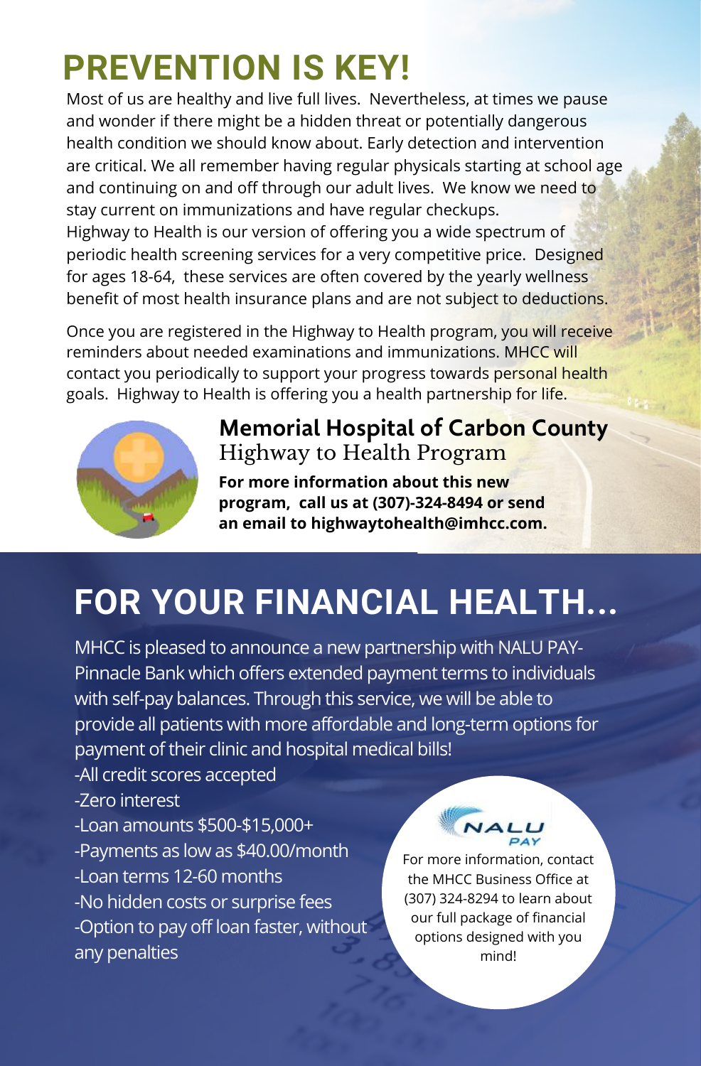# PREVENTION IS KEY!

Most of us are healthy and live full lives. Nevertheless, at times we pause and wonder if there might be a hidden threat or potentially dangerous health condition we should know about. Early detection and intervention are critical. We all remember having regular physicals starting at school age and continuing on and off through our adult lives. We know we need to stay current on immunizations and have regular checkups.
Highway to Health is our version of offering you a wide spectrum of periodic health screening services for a very competitive price. Designed for ages 18-64, these services are often covered by the yearly wellness benefit of most health insurance plans and are not subject to deductions.

Once you are registered in the Highway to Health program, you will receive reminders about needed examinations and immunizations. MHCC will contact you periodically to support your progress towards personal health goals. Highway to Health is offering you a health partnership for life.

**Memorial Hospital of Carbon County**
Highway to Health Program

**For more information about this new program, call us at (307)-324-8494 or send an email to highwaytohealth@imhcc.com.**

# FOR YOUR FINANCIAL HEALTH...

MHCC is pleased to announce a new partnership with NALU PAY-Pinnacle Bank which offers extended payment terms to individuals with self-pay balances. Through this service, we will be able to provide all patients with more affordable and long-term options for payment of their clinic and hospital medical bills!

-All credit scores accepted
-Zero interest
-Loan amounts $500-$15,000+
-Payments as low as $40.00/month
-Loan terms 12-60 months
-No hidden costs or surprise fees
-Option to pay off loan faster, without any penalties

NALU PAY

For more information, contact the MHCC Business Office at (307) 324-8294 to learn about our full package of financial options designed with you mind!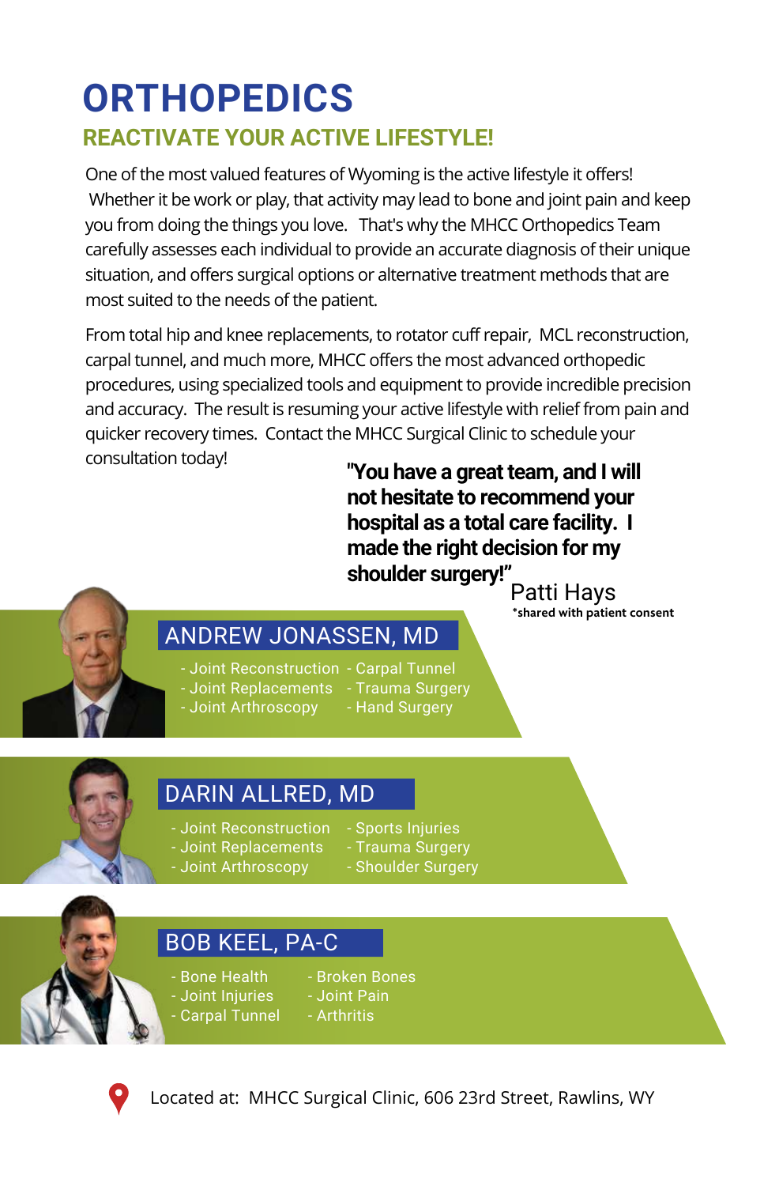# ORTHOPEDICS

## REACTIVATE YOUR ACTIVE LIFESTYLE!

One of the most valued features of Wyoming is the active lifestyle it offers! Whether it be work or play, that activity may lead to bone and joint pain and keep you from doing the things you love. That's why the MHCC Orthopedics Team carefully assesses each individual to provide an accurate diagnosis of their unique situation, and offers surgical options or alternative treatment methods that are most suited to the needs of the patient.

From total hip and knee replacements, to rotator cuff repair, MCL reconstruction, carpal tunnel, and much more, MHCC offers the most advanced orthopedic procedures, using specialized tools and equipment to provide incredible precision and accuracy. The result is resuming your active lifestyle with relief from pain and quicker recovery times. Contact the MHCC Surgical Clinic to schedule your consultation today!

**"You have a great team, and I will not hesitate to recommend your hospital as a total care facility. I made the right decision for my shoulder surgery!"**

Patti Hays
*shared with patient consent

### ANDREW JONASSEN, MD

- Joint Reconstruction
- Joint Replacements
- Joint Arthroscopy
- Carpal Tunnel
- Trauma Surgery
- Hand Surgery

### DARIN ALLRED, MD

- Joint Reconstruction
- Joint Replacements
- Joint Arthroscopy
- Sports Injuries
- Trauma Surgery
- Shoulder Surgery

### BOB KEEL, PA-C

- Bone Health
- Joint Injuries
- Carpal Tunnel
- Broken Bones
- Joint Pain
- Arthritis

Located at: MHCC Surgical Clinic, 606 23rd Street, Rawlins, WY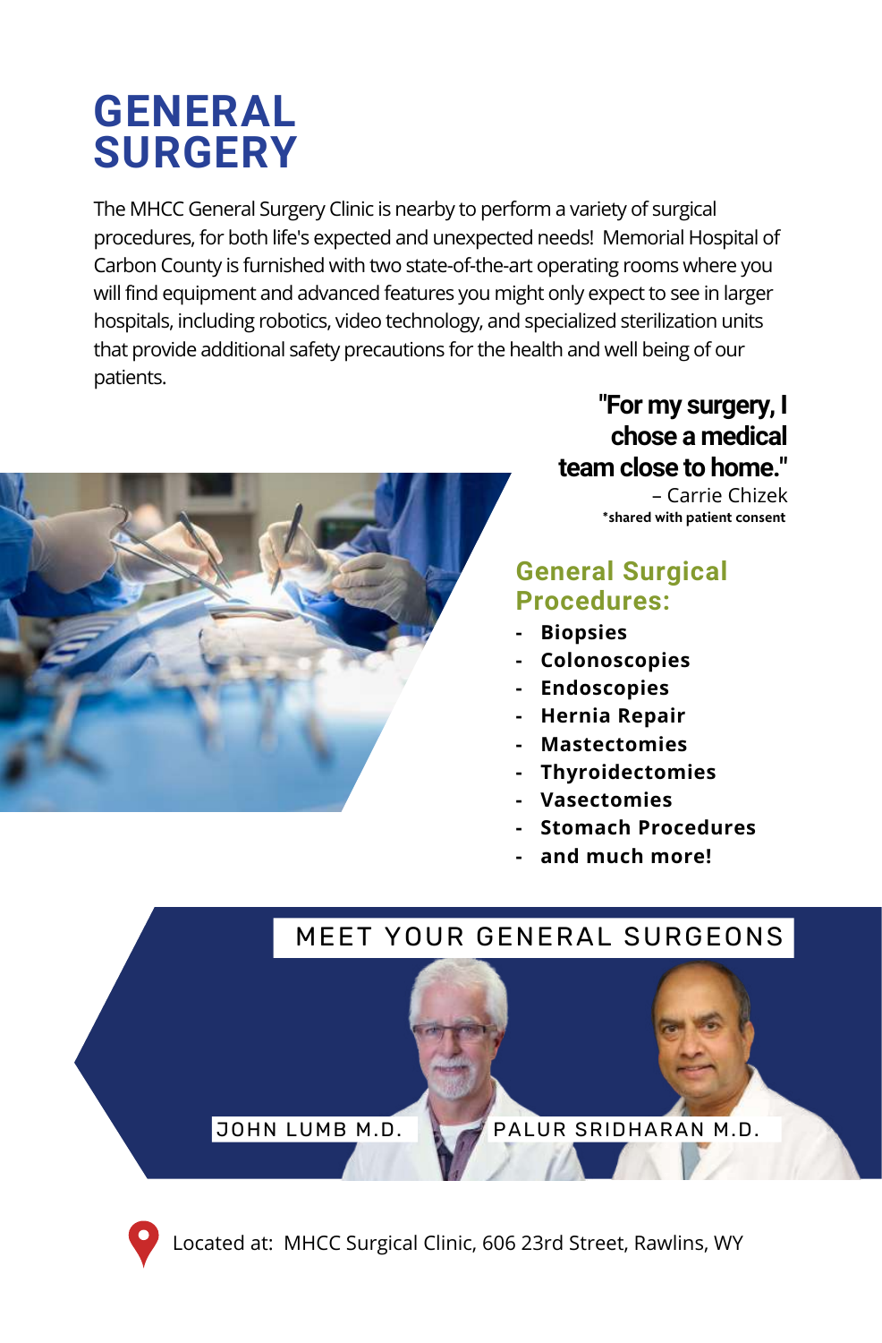# GENERAL SURGERY

The MHCC General Surgery Clinic is nearby to perform a variety of surgical procedures, for both life's expected and unexpected needs! Memorial Hospital of Carbon County is furnished with two state-of-the-art operating rooms where you will find equipment and advanced features you might only expect to see in larger hospitals, including robotics, video technology, and specialized sterilization units that provide additional safety precautions for the health and well being of our patients.

> **"For my surgery, I chose a medical team close to home."**
>
> – Carrie Chizek
>
> *shared with patient consent

## General Surgical Procedures:

- **Biopsies**
- **Colonoscopies**
- **Endoscopies**
- **Hernia Repair**
- **Mastectomies**
- **Thyroidectomies**
- **Vasectomies**
- **Stomach Procedures**
- **and much more!**

## MEET YOUR GENERAL SURGEONS

JOHN LUMB M.D.

PALUR SRIDHARAN M.D.

Located at: MHCC Surgical Clinic, 606 23rd Street, Rawlins, WY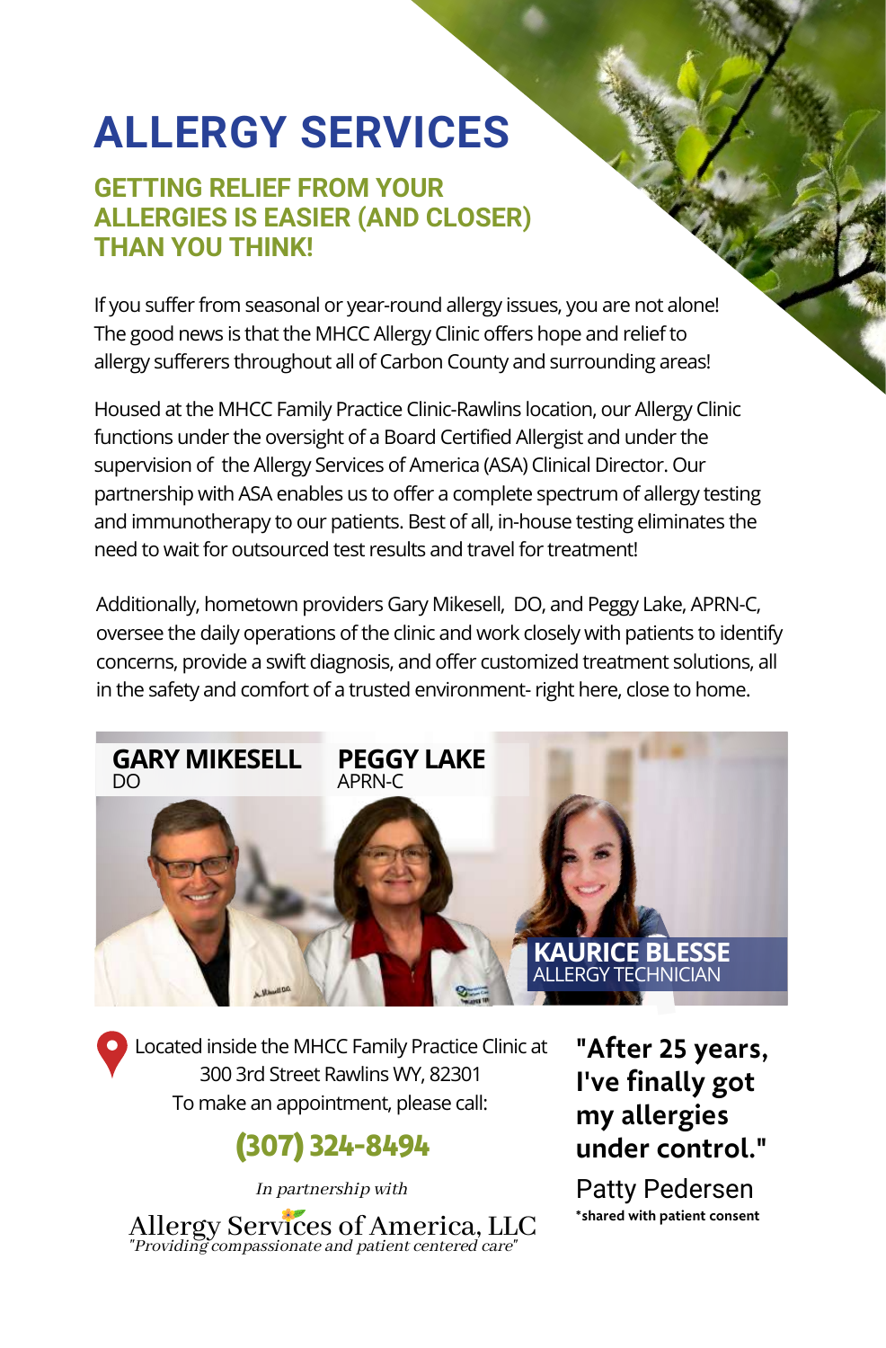# ALLERGY SERVICES

## GETTING RELIEF FROM YOUR ALLERGIES IS EASIER (AND CLOSER) THAN YOU THINK!

If you suffer from seasonal or year-round allergy issues, you are not alone! The good news is that the MHCC Allergy Clinic offers hope and relief to allergy sufferers throughout all of Carbon County and surrounding areas!

Housed at the MHCC Family Practice Clinic-Rawlins location, our Allergy Clinic functions under the oversight of a Board Certified Allergist and under the supervision of the Allergy Services of America (ASA) Clinical Director. Our partnership with ASA enables us to offer a complete spectrum of allergy testing and immunotherapy to our patients. Best of all, in-house testing eliminates the need to wait for outsourced test results and travel for treatment!

Additionally, hometown providers Gary Mikesell, DO, and Peggy Lake, APRN-C, oversee the daily operations of the clinic and work closely with patients to identify concerns, provide a swift diagnosis, and offer customized treatment solutions, all in the safety and comfort of a trusted environment- right here, close to home.

**GARY MIKESELL**
DO

**PEGGY LAKE**
APRN-C

**KAURICE BLESSE**
ALLERGY TECHNICIAN

Located inside the MHCC Family Practice Clinic at
300 3rd Street Rawlins WY, 82301
To make an appointment, please call:

**(307) 324-8494**

*In partnership with*

Allergy Services of America, LLC
*"Providing compassionate and patient centered care"*

**"After 25 years, I've finally got my allergies under control."**

Patty Pedersen
**\*shared with patient consent**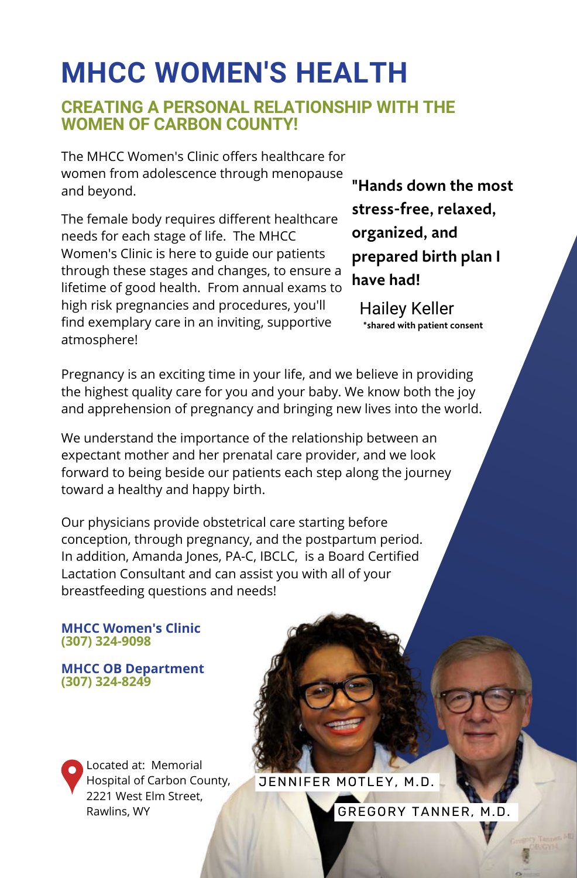# MHCC WOMEN'S HEALTH

## CREATING A PERSONAL RELATIONSHIP WITH THE WOMEN OF CARBON COUNTY!

The MHCC Women's Clinic offers healthcare for women from adolescence through menopause and beyond.

The female body requires different healthcare needs for each stage of life. The MHCC Women's Clinic is here to guide our patients through these stages and changes, to ensure a lifetime of good health. From annual exams to high risk pregnancies and procedures, you'll find exemplary care in an inviting, supportive atmosphere!

**"Hands down the most stress-free, relaxed, organized, and prepared birth plan I have had!**

Hailey Keller

**\*shared with patient consent**

Pregnancy is an exciting time in your life, and we believe in providing the highest quality care for you and your baby. We know both the joy and apprehension of pregnancy and bringing new lives into the world.

We understand the importance of the relationship between an expectant mother and her prenatal care provider, and we look forward to being beside our patients each step along the journey toward a healthy and happy birth.

Our physicians provide obstetrical care starting before conception, through pregnancy, and the postpartum period. In addition, Amanda Jones, PA-C, IBCLC, is a Board Certified Lactation Consultant and can assist you with all of your breastfeeding questions and needs!

**MHCC Women's Clinic**
**(307) 324-9098**

**MHCC OB Department**
**(307) 324-8249**

Located at: Memorial Hospital of Carbon County, 2221 West Elm Street, Rawlins, WY

JENNIFER MOTLEY, M.D.

GREGORY TANNER, M.D.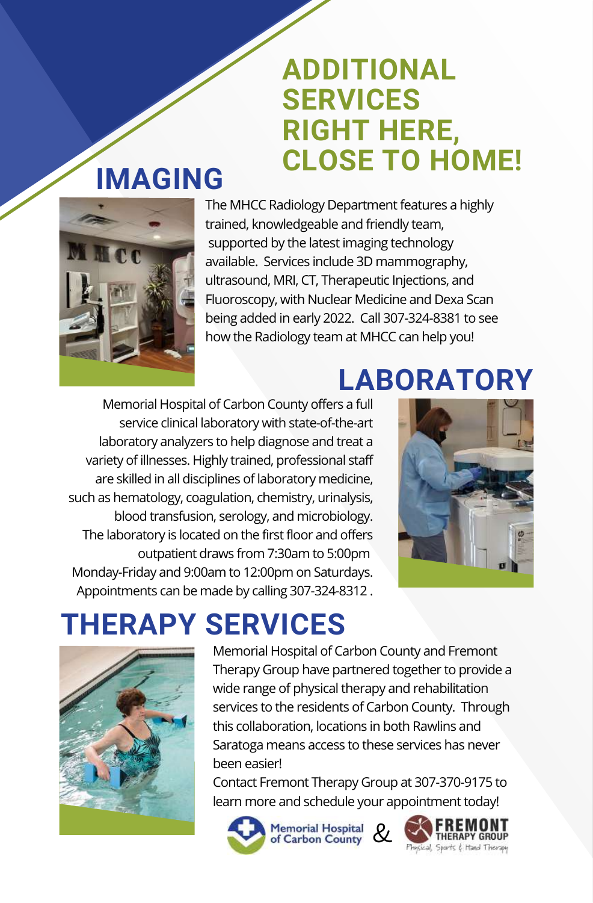# ADDITIONAL SERVICES RIGHT HERE, CLOSE TO HOME!

## IMAGING

The MHCC Radiology Department features a highly trained, knowledgeable and friendly team, supported by the latest imaging technology available. Services include 3D mammography, ultrasound, MRI, CT, Therapeutic Injections, and Fluoroscopy, with Nuclear Medicine and Dexa Scan being added in early 2022. Call 307-324-8381 to see how the Radiology team at MHCC can help you!

## LABORATORY

Memorial Hospital of Carbon County offers a full service clinical laboratory with state-of-the-art laboratory analyzers to help diagnose and treat a variety of illnesses. Highly trained, professional staff are skilled in all disciplines of laboratory medicine, such as hematology, coagulation, chemistry, urinalysis, blood transfusion, serology, and microbiology. The laboratory is located on the first floor and offers outpatient draws from 7:30am to 5:00pm Monday-Friday and 9:00am to 12:00pm on Saturdays. Appointments can be made by calling 307-324-8312 .

## THERAPY SERVICES

Memorial Hospital of Carbon County and Fremont Therapy Group have partnered together to provide a wide range of physical therapy and rehabilitation services to the residents of Carbon County. Through this collaboration, locations in both Rawlins and Saratoga means access to these services has never been easier!

Contact Fremont Therapy Group at 307-370-9175 to learn more and schedule your appointment today!

Memorial Hospital of Carbon County & FREMONT THERAPY GROUP Physical, Sports & Hand Therapy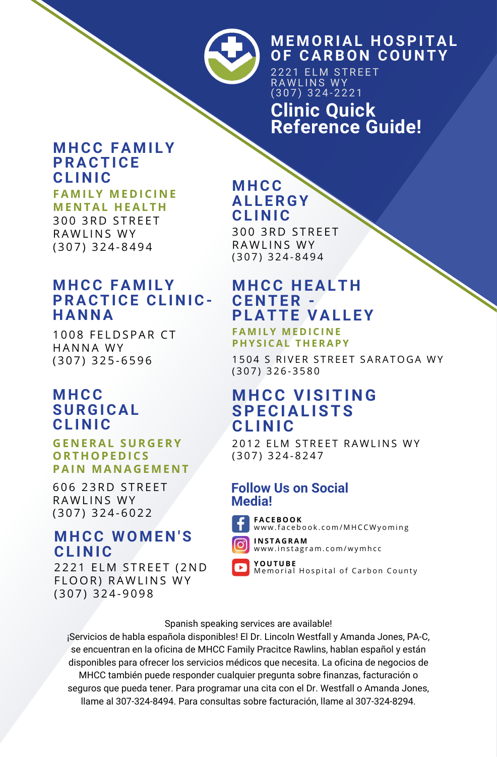# MEMORIAL HOSPITAL OF CARBON COUNTY

2221 ELM STREET
RAWLINS WY
(307) 324-2221

## Clinic Quick Reference Guide!

### MHCC FAMILY PRACTICE CLINIC

**FAMILY MEDICINE**
**MENTAL HEALTH**

300 3RD STREET
RAWLINS WY
(307) 324-8494

### MHCC FAMILY PRACTICE CLINIC-HANNA

1008 FELDSPAR CT
HANNA WY
(307) 325-6596

### MHCC SURGICAL CLINIC

**GENERAL SURGERY**
**ORTHOPEDICS**
**PAIN MANAGEMENT**

606 23RD STREET
RAWLINS WY
(307) 324-6022

### MHCC WOMEN'S CLINIC

2221 ELM STREET (2ND FLOOR) RAWLINS WY
(307) 324-9098

### MHCC ALLERGY CLINIC

300 3RD STREET
RAWLINS WY
(307) 324-8494

### MHCC HEALTH CENTER - PLATTE VALLEY

**FAMILY MEDICINE**
**PHYSICAL THERAPY**

1504 S RIVER STREET SARATOGA WY
(307) 326-3580

### MHCC VISITING SPECIALISTS CLINIC

2012 ELM STREET RAWLINS WY
(307) 324-8247

### Follow Us on Social Media!

**FACEBOOK**
www.facebook.com/MHCCWyoming

**INSTAGRAM**
www.instagram.com/wymhcc

**YOUTUBE**
Memorial Hospital of Carbon County

Spanish speaking services are available!

¡Servicios de habla española disponibles! El Dr. Lincoln Westfall y Amanda Jones, PA-C, se encuentran en la oficina de MHCC Family Pracitce Rawlins, hablan español y están disponibles para ofrecer los servicios médicos que necesita. La oficina de negocios de MHCC también puede responder cualquier pregunta sobre finanzas, facturación o seguros que pueda tener. Para programar una cita con el Dr. Westfall o Amanda Jones, llame al 307-324-8494. Para consultas sobre facturación, llame al 307-324-8294.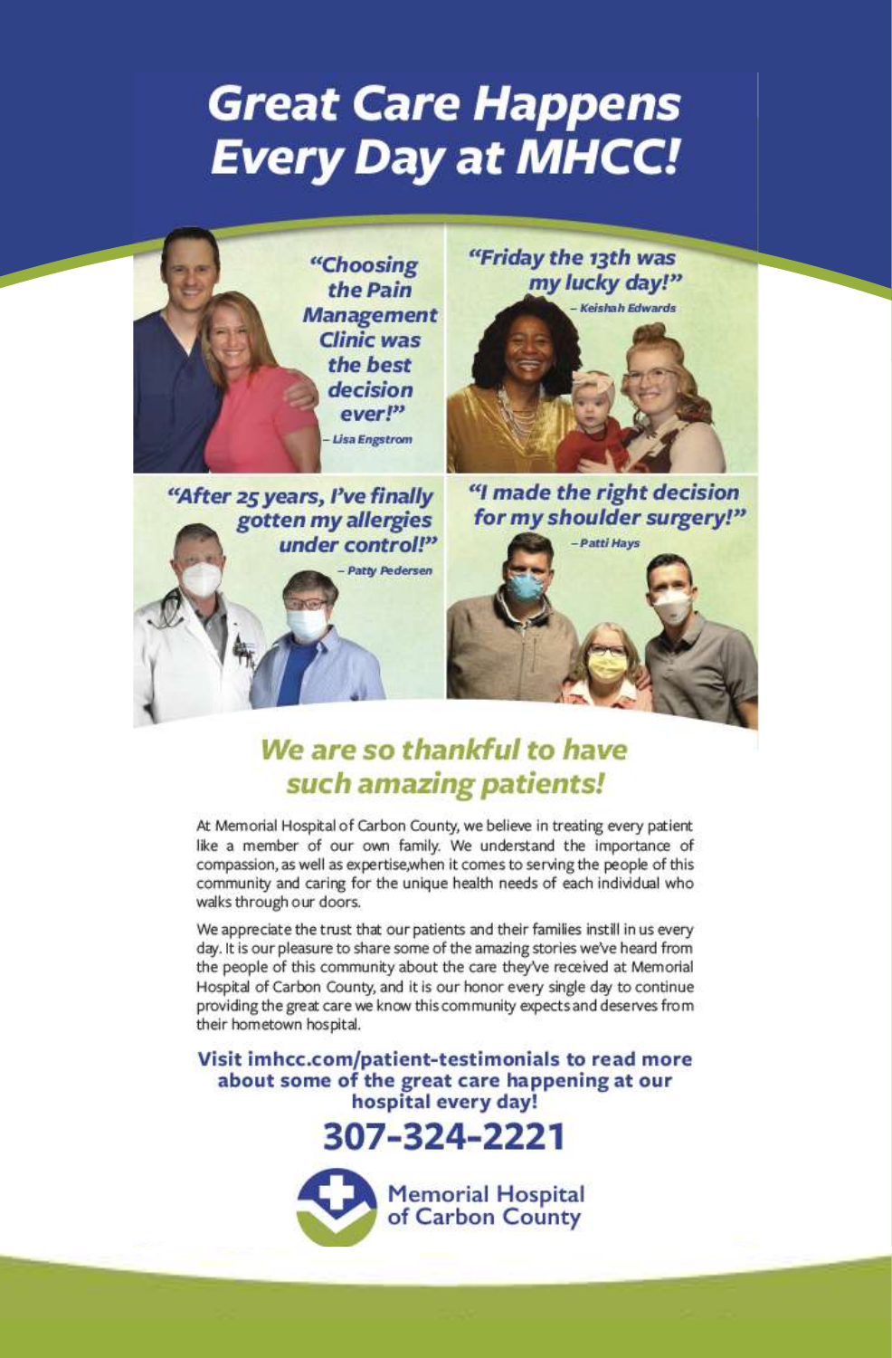# Great Care Happens Every Day at MHCC!

*"Choosing the Pain Management Clinic was the best decision ever!"*
– Lisa Engstrom

*"Friday the 13th was my lucky day!"*
– Keishah Edwards

*"After 25 years, I've finally gotten my allergies under control!"*
– Patty Pedersen

*"I made the right decision for my shoulder surgery!"*
– Patti Hays

## *We are so thankful to have such amazing patients!*

At Memorial Hospital of Carbon County, we believe in treating every patient like a member of our own family. We understand the importance of compassion, as well as expertise,when it comes to serving the people of this community and caring for the unique health needs of each individual who walks through our doors.

We appreciate the trust that our patients and their families instill in us every day. It is our pleasure to share some of the amazing stories we've heard from the people of this community about the care they've received at Memorial Hospital of Carbon County, and it is our honor every single day to continue providing the great care we know this community expects and deserves from their hometown hospital.

**Visit imhcc.com/patient-testimonials to read more about some of the great care happening at our hospital every day!**

**307-324-2221**

Memorial Hospital of Carbon County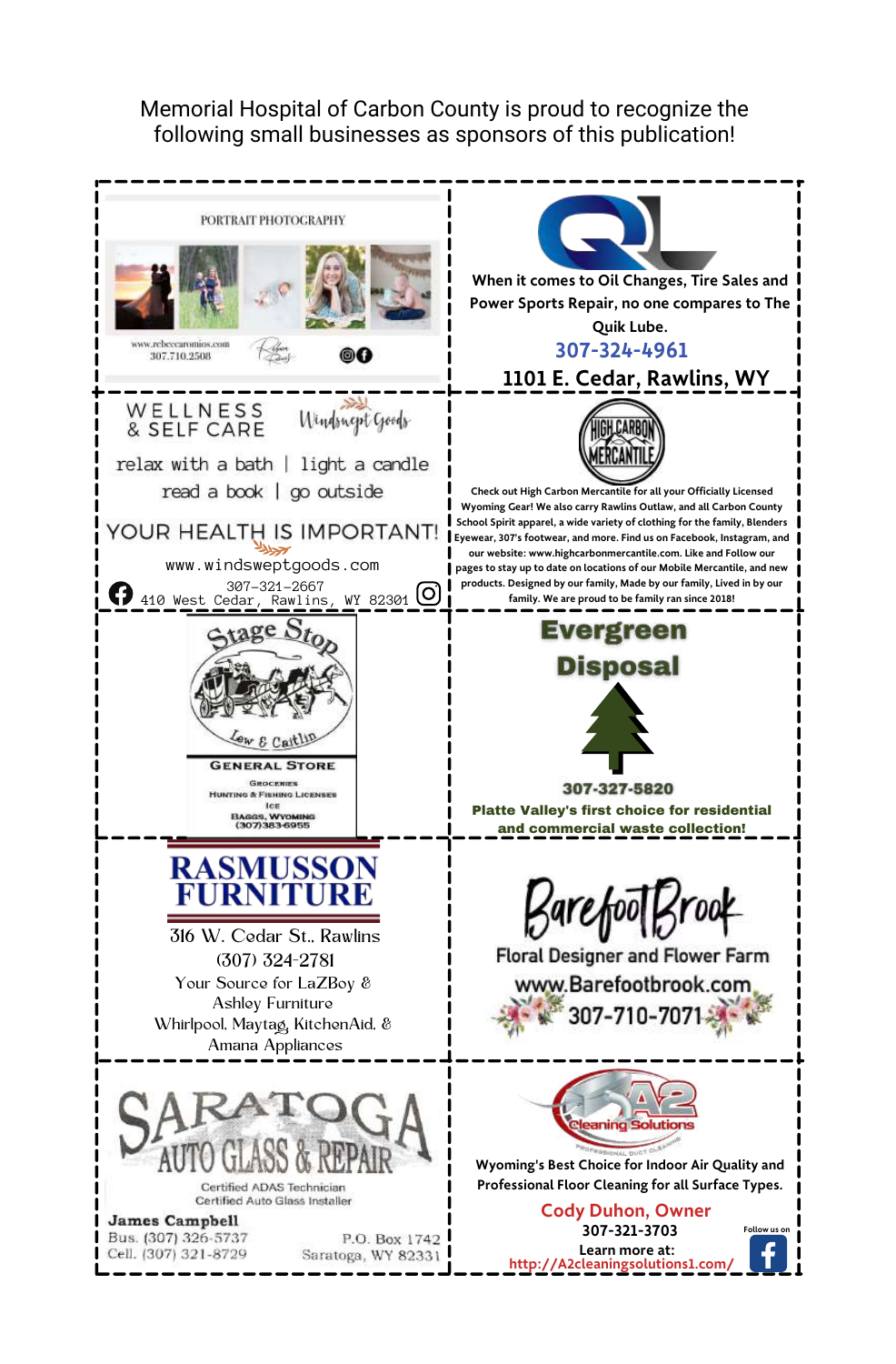Memorial Hospital of Carbon County is proud to recognize the following small businesses as sponsors of this publication!

PORTRAIT PHOTOGRAPHY

www.rebeccaromios.com
307.710.2508

---

When it comes to Oil Changes, Tire Sales and Power Sports Repair, no one compares to The Quik Lube.

**307-324-4961**

**1101 E. Cedar, Rawlins, WY**

---

WELLNESS & SELF CARE

Windswept Goods

relax with a bath | light a candle
read a book | go outside

YOUR HEALTH IS IMPORTANT!

www.windsweptgoods.com
307-321-2667
410 West Cedar, Rawlins, WY 82301

---

HIGH CARBON MERCANTILE

Check out High Carbon Mercantile for all your Officially Licensed Wyoming Gear! We also carry Rawlins Outlaw, and all Carbon County School Spirit apparel, a wide variety of clothing for the family, Blenders Eyewear, 307's footwear, and more. Find us on Facebook, Instagram, and our website: www.highcarbonmercantile.com. Like and Follow our pages to stay up to date on locations of our Mobile Mercantile, and new products. Designed by our family, Made by our family, Lived in by our family. We are proud to be family ran since 2018!

---

Stage Stop

Lew & Caitlin

**GENERAL STORE**

Groceries
Hunting & Fishing Licenses
Ice
Baggs, Wyoming
(307)383-6955

---

**Evergreen Disposal**

**307-327-5820**

**Platte Valley's first choice for residential and commercial waste collection!**

---

**RASMUSSON FURNITURE**

316 W. Cedar St., Rawlins
(307) 324-2781
Your Source for LaZBoy & Ashley Furniture
Whirlpool, Maytag, KitchenAid, & Amana Appliances

---

BarefootBrook

Floral Designer and Flower Farm
www.Barefootbrook.com
307-710-7071

---

SARATOGA AUTO GLASS & REPAIR

Certified ADAS Technician
Certified Auto Glass Installer

**James Campbell**
Bus. (307) 326-5737
Cell. (307) 321-8729

P.O. Box 1742
Saratoga, WY 82331

---

A2 Cleaning Solutions

Professional Duct Cleaning

Wyoming's Best Choice for Indoor Air Quality and Professional Floor Cleaning for all Surface Types.

**Cody Duhon, Owner**
**307-321-3703**
**Learn more at:**
http://A2cleaningsolutions1.com/

Follow us on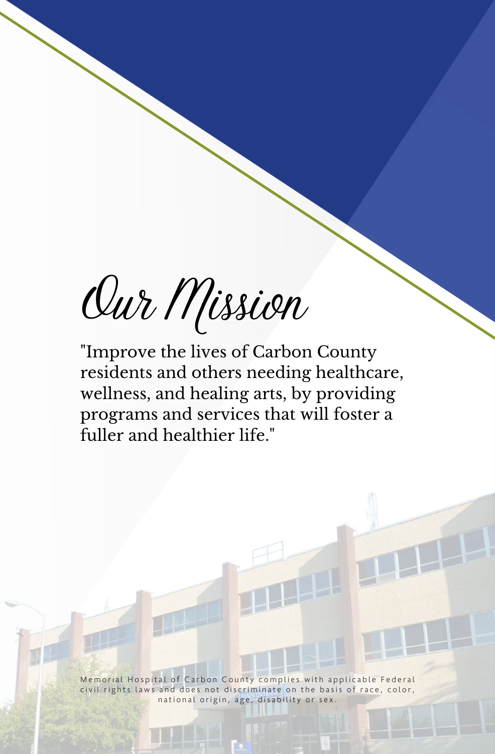# Our Mission

"Improve the lives of Carbon County residents and others needing healthcare, wellness, and healing arts, by providing programs and services that will foster a fuller and healthier life."

Memorial Hospital of Carbon County complies with applicable Federal civil rights laws and does not discriminate on the basis of race, color, national origin, age, disability or sex.